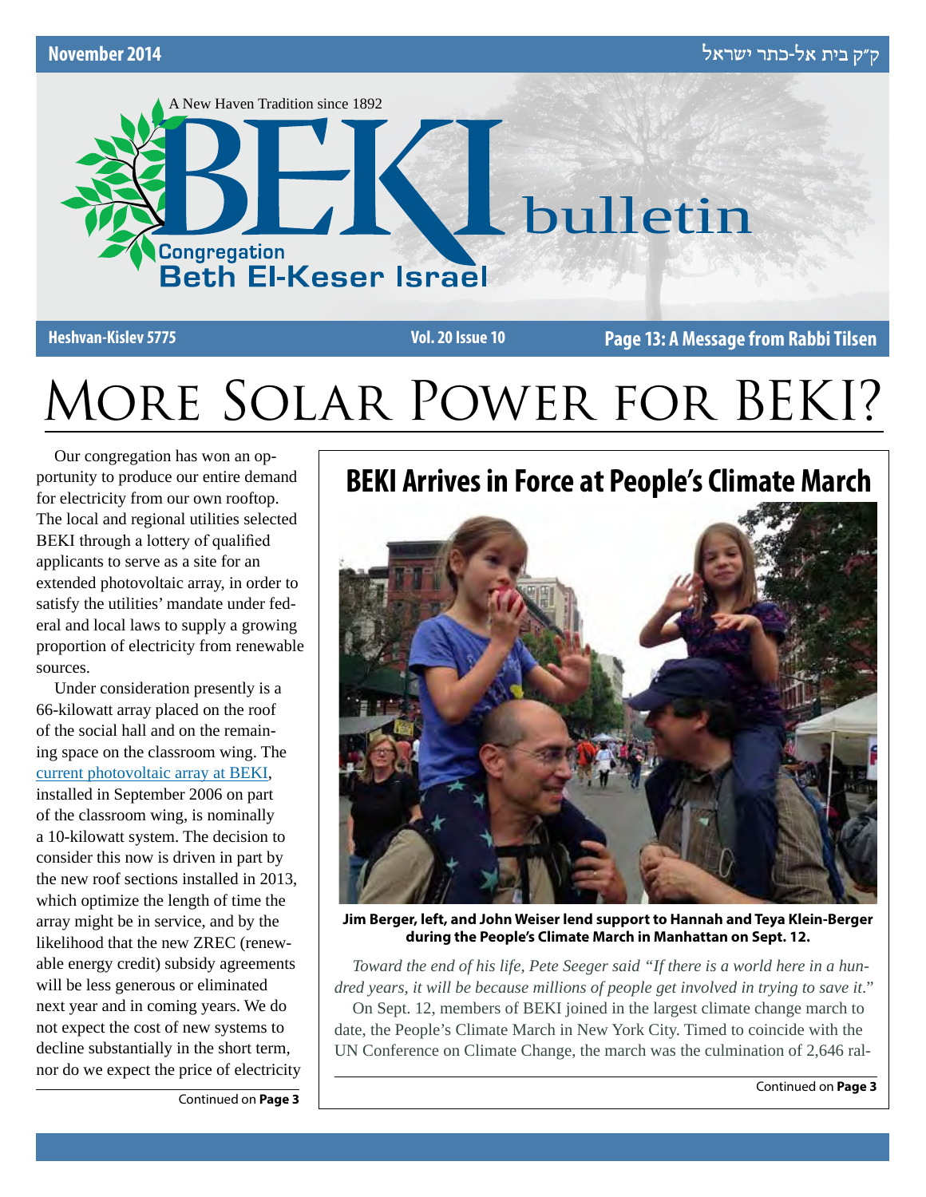November 2014 ק״ק בית אל-כתר ישראל

A New Haven Tradition since 1892

# BEKI bulletin

Congregation Beth El-Keser Israel

Heshvan-Kislev 5775 | Vol. 20 Issue 10 | Page 13: A Message from Rabbi Tilsen

# More Solar Power for BEKI?

Our congregation has won an opportunity to produce our entire demand for electricity from our own rooftop. The local and regional utilities selected BEKI through a lottery of qualified applicants to serve as a site for an extended photovoltaic array, in order to satisfy the utilities' mandate under federal and local laws to supply a growing proportion of electricity from renewable sources.

Under consideration presently is a 66-kilowatt array placed on the roof of the social hall and on the remaining space on the classroom wing. The current photovoltaic array at BEKI, installed in September 2006 on part of the classroom wing, is nominally a 10-kilowatt system. The decision to consider this now is driven in part by the new roof sections installed in 2013, which optimize the length of time the array might be in service, and by the likelihood that the new ZREC (renewable energy credit) subsidy agreements will be less generous or eliminated next year and in coming years. We do not expect the cost of new systems to decline substantially in the short term, nor do we expect the price of electricity

Continued on **Page 3**

## BEKI Arrives in Force at People's Climate March

**Jim Berger, left, and John Weiser lend support to Hannah and Teya Klein-Berger during the People's Climate March in Manhattan on Sept. 12.**

*Toward the end of his life, Pete Seeger said "If there is a world here in a hundred years, it will be because millions of people get involved in trying to save it."*

On Sept. 12, members of BEKI joined in the largest climate change march to date, the People's Climate March in New York City. Timed to coincide with the UN Conference on Climate Change, the march was the culmination of 2,646 ral-

Continued on **Page 3**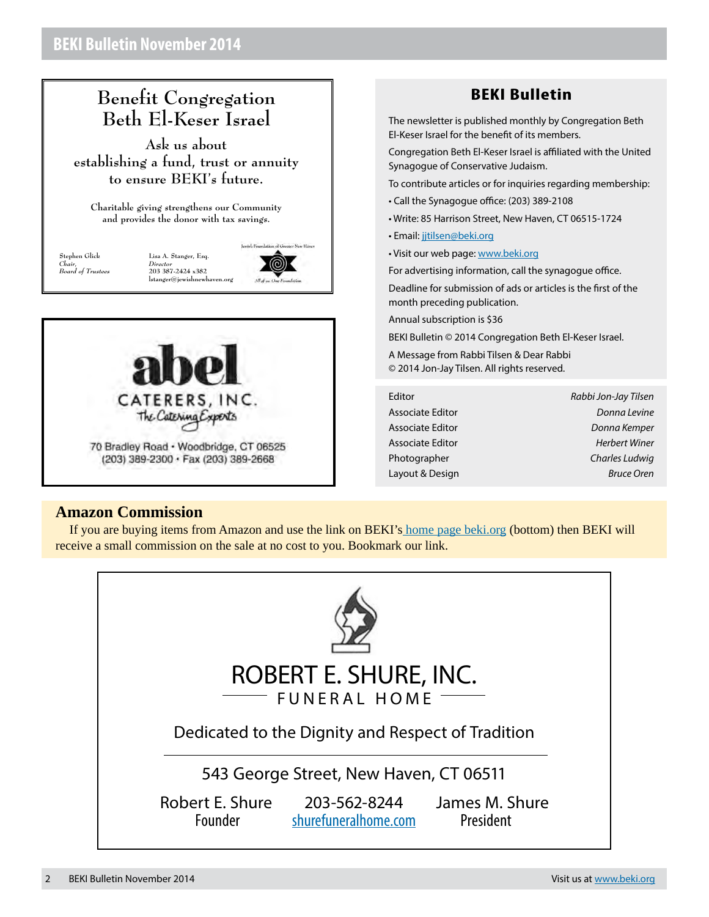## Benefit Congregation Beth El-Keser Israel

Ask us about establishing a fund, trust or annuity to ensure BEKI's future.

Charitable giving strengthens our Community and provides the donor with tax savings.

Stephen Glick
*Chair,*
*Board of Trustees*

Lisa A. Stanger, Esq.
*Director*
203 387-2424 x382
lstanger@jewishnewhaven.org

Jewish Foundation of Greater New Haven
*All of us. One Foundation.*

---

**abel**
CATERERS, INC.
*The Catering Experts*

70 Bradley Road • Woodbridge, CT 06525
(203) 389-2300 • Fax (203) 389-2668

---

## BEKI Bulletin

The newsletter is published monthly by Congregation Beth El-Keser Israel for the benefit of its members.

Congregation Beth El-Keser Israel is affiliated with the United Synagogue of Conservative Judaism.

To contribute articles or for inquiries regarding membership:

- Call the Synagogue office: (203) 389-2108
- Write: 85 Harrison Street, New Haven, CT 06515-1724
- Email: jjtilsen@beki.org
- Visit our web page: www.beki.org

For advertising information, call the synagogue office.

Deadline for submission of ads or articles is the first of the month preceding publication.

Annual subscription is $36

BEKI Bulletin © 2014 Congregation Beth El-Keser Israel.

A Message from Rabbi Tilsen & Dear Rabbi
© 2014 Jon-Jay Tilsen. All rights reserved.

| | |
|---|---|
| Editor | *Rabbi Jon-Jay Tilsen* |
| Associate Editor | *Donna Levine* |
| Associate Editor | *Donna Kemper* |
| Associate Editor | *Herbert Winer* |
| Photographer | *Charles Ludwig* |
| Layout & Design | *Bruce Oren* |

## Amazon Commission

If you are buying items from Amazon and use the link on BEKI's home page beki.org (bottom) then BEKI will receive a small commission on the sale at no cost to you. Bookmark our link.

---

ROBERT E. SHURE, INC.
FUNERAL HOME

Dedicated to the Dignity and Respect of Tradition

543 George Street, New Haven, CT 06511

Robert E. Shure
Founder

203-562-8244
shurefuneralhome.com

James M. Shure
President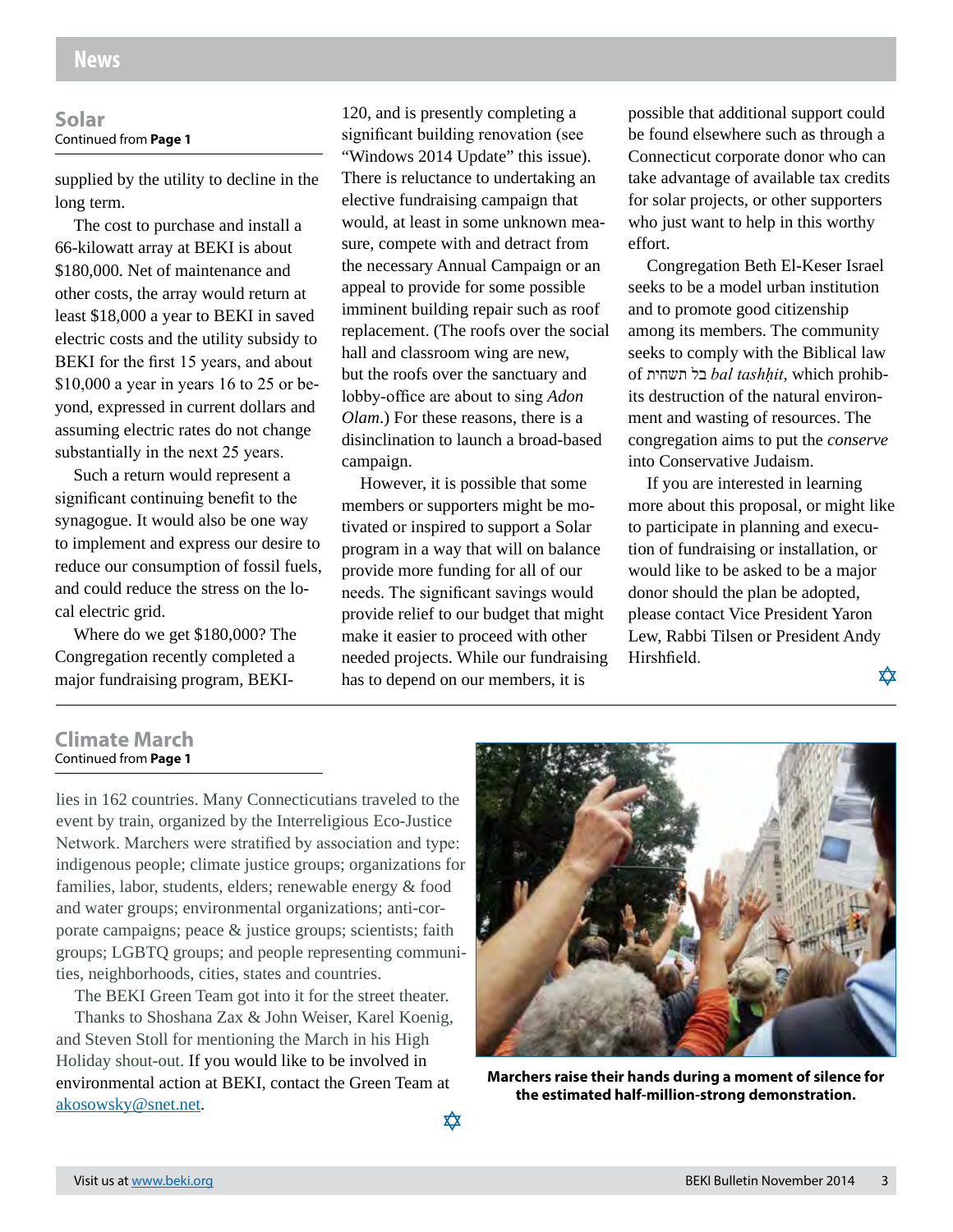# News

## Solar

Continued from **Page 1**

supplied by the utility to decline in the long term.

The cost to purchase and install a 66-kilowatt array at BEKI is about $180,000. Net of maintenance and other costs, the array would return at least $18,000 a year to BEKI in saved electric costs and the utility subsidy to BEKI for the first 15 years, and about $10,000 a year in years 16 to 25 or beyond, expressed in current dollars and assuming electric rates do not change substantially in the next 25 years.

Such a return would represent a significant continuing benefit to the synagogue. It would also be one way to implement and express our desire to reduce our consumption of fossil fuels, and could reduce the stress on the local electric grid.

Where do we get $180,000? The Congregation recently completed a major fundraising program, BEKI-120, and is presently completing a significant building renovation (see "Windows 2014 Update" this issue). There is reluctance to undertaking an elective fundraising campaign that would, at least in some unknown measure, compete with and detract from the necessary Annual Campaign or an appeal to provide for some possible imminent building repair such as roof replacement. (The roofs over the social hall and classroom wing are new, but the roofs over the sanctuary and lobby-office are about to sing *Adon Olam*.) For these reasons, there is a disinclination to launch a broad-based campaign.

However, it is possible that some members or supporters might be motivated or inspired to support a Solar program in a way that will on balance provide more funding for all of our needs. The significant savings would provide relief to our budget that might make it easier to proceed with other needed projects. While our fundraising has to depend on our members, it is possible that additional support could be found elsewhere such as through a Connecticut corporate donor who can take advantage of available tax credits for solar projects, or other supporters who just want to help in this worthy effort.

Congregation Beth El-Keser Israel seeks to be a model urban institution and to promote good citizenship among its members. The community seeks to comply with the Biblical law of בל תשחית *bal tashḥit*, which prohibits destruction of the natural environment and wasting of resources. The congregation aims to put the *conserve* into Conservative Judaism.

If you are interested in learning more about this proposal, or might like to participate in planning and execution of fundraising or installation, or would like to be asked to be a major donor should the plan be adopted, please contact Vice President Yaron Lew, Rabbi Tilsen or President Andy Hirshfield.

✡

## Climate March

Continued from **Page 1**

lies in 162 countries. Many Connecticutians traveled to the event by train, organized by the Interreligious Eco-Justice Network. Marchers were stratified by association and type: indigenous people; climate justice groups; organizations for families, labor, students, elders; renewable energy & food and water groups; environmental organizations; anti-corporate campaigns; peace & justice groups; scientists; faith groups; LGBTQ groups; and people representing communities, neighborhoods, cities, states and countries.

The BEKI Green Team got into it for the street theater.

Thanks to Shoshana Zax & John Weiser, Karel Koenig, and Steven Stoll for mentioning the March in his High Holiday shout-out. If you would like to be involved in environmental action at BEKI, contact the Green Team at akosowsky@snet.net.

✡

**Marchers raise their hands during a moment of silence for the estimated half-million-strong demonstration.**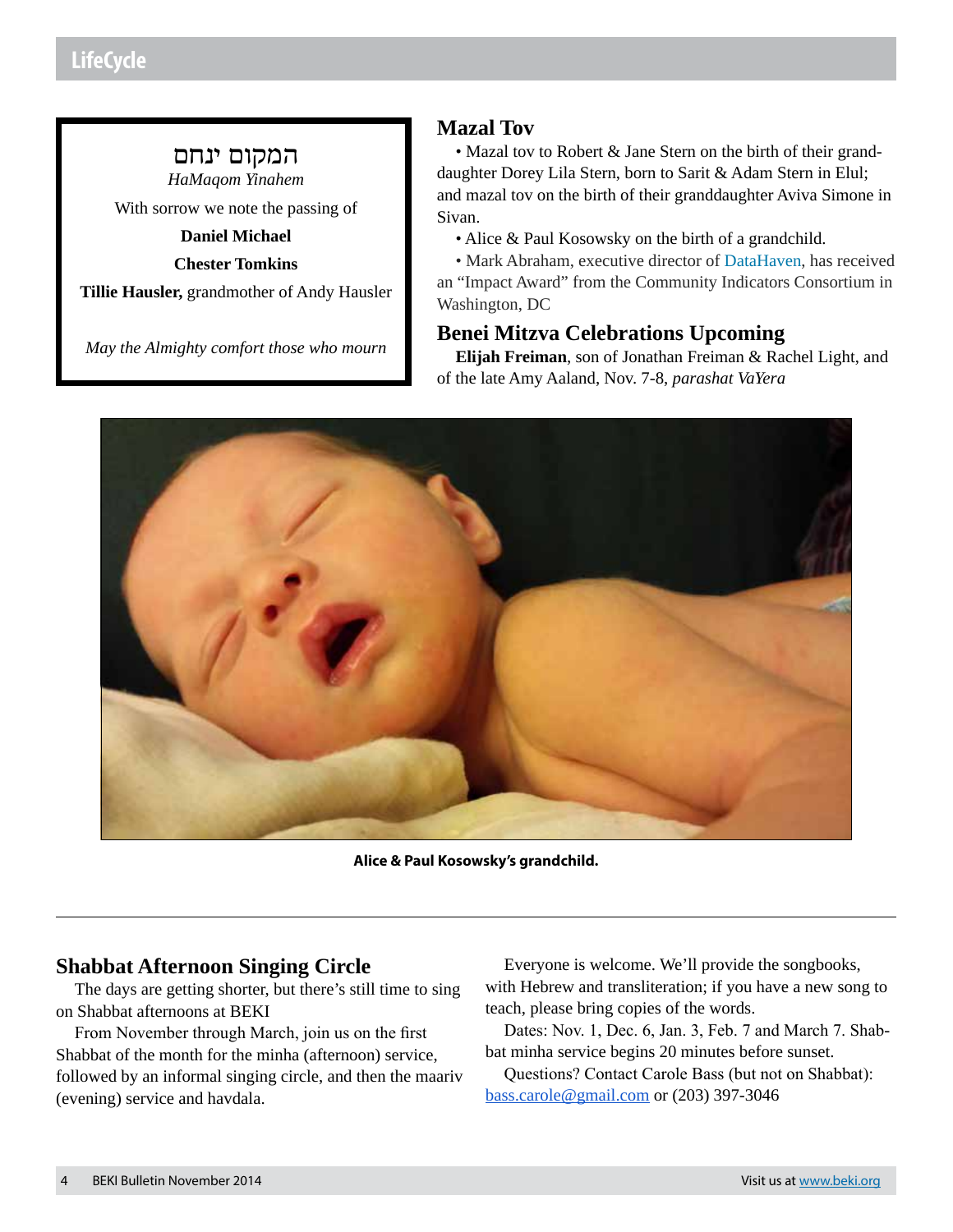## LifeCycle

המקום ינחם

*HaMaqom Yinahem*

With sorrow we note the passing of

**Daniel Michael**

**Chester Tomkins**

**Tillie Hausler,** grandmother of Andy Hausler

*May the Almighty comfort those who mourn*

## Mazal Tov

- Mazal tov to Robert & Jane Stern on the birth of their granddaughter Dorey Lila Stern, born to Sarit & Adam Stern in Elul; and mazal tov on the birth of their granddaughter Aviva Simone in Sivan.
- Alice & Paul Kosowsky on the birth of a grandchild.
- Mark Abraham, executive director of DataHaven, has received an "Impact Award" from the Community Indicators Consortium in Washington, DC

## Benei Mitzva Celebrations Upcoming

**Elijah Freiman**, son of Jonathan Freiman & Rachel Light, and of the late Amy Aaland, Nov. 7-8, *parashat VaYera*

**Alice & Paul Kosowsky's grandchild.**

## Shabbat Afternoon Singing Circle

The days are getting shorter, but there's still time to sing on Shabbat afternoons at BEKI

From November through March, join us on the first Shabbat of the month for the minha (afternoon) service, followed by an informal singing circle, and then the maariv (evening) service and havdala.

Everyone is welcome. We'll provide the songbooks, with Hebrew and transliteration; if you have a new song to teach, please bring copies of the words.

Dates: Nov. 1, Dec. 6, Jan. 3, Feb. 7 and March 7. Shabbat minha service begins 20 minutes before sunset.

Questions? Contact Carole Bass (but not on Shabbat): bass.carole@gmail.com or (203) 397-3046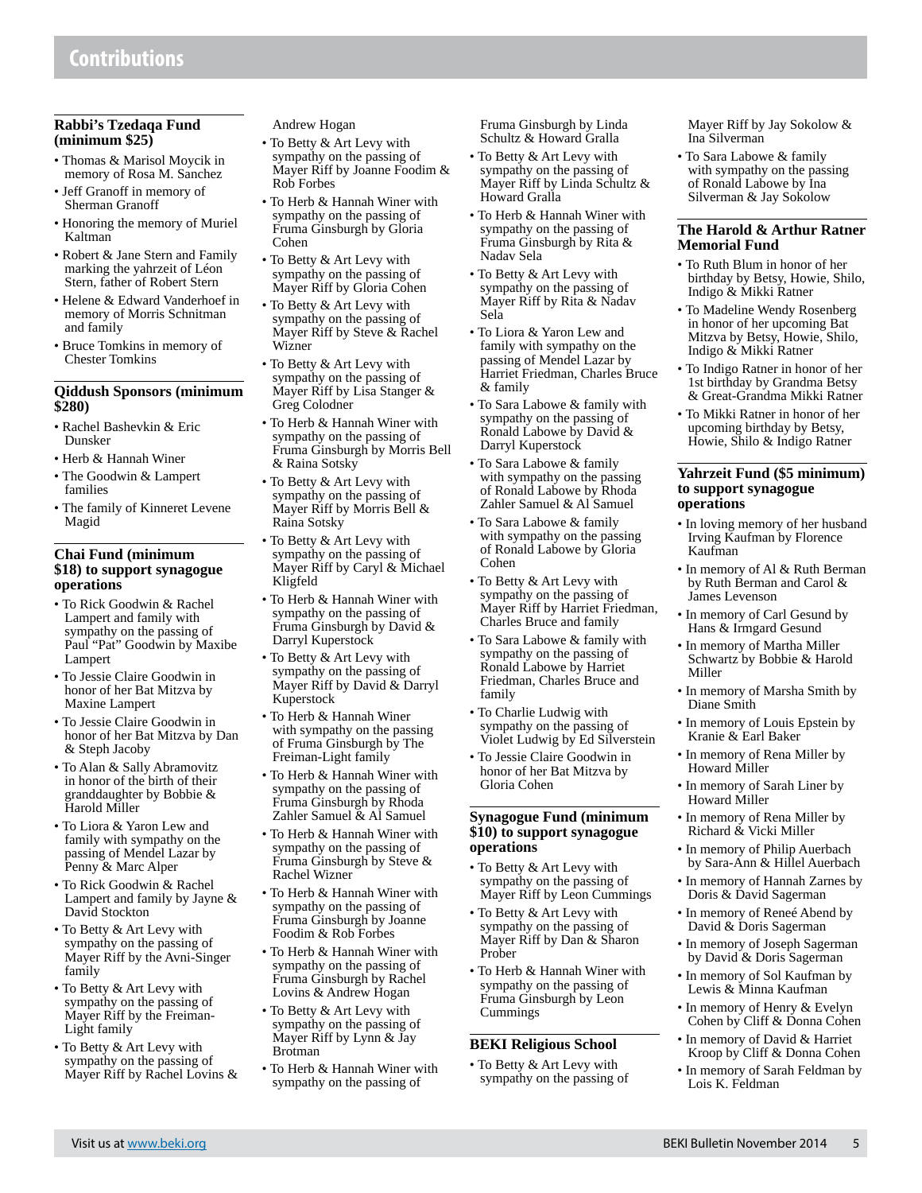# Contributions

### Rabbi's Tzedaqa Fund (minimum $25)

- Thomas & Marisol Moycik in memory of Rosa M. Sanchez
- Jeff Granoff in memory of Sherman Granoff
- Honoring the memory of Muriel Kaltman
- Robert & Jane Stern and Family marking the yahrzeit of Léon Stern, father of Robert Stern
- Helene & Edward Vanderhoef in memory of Morris Schnitman and family
- Bruce Tomkins in memory of Chester Tomkins

### Qiddush Sponsors (minimum $280)

- Rachel Bashevkin & Eric Dunsker
- Herb & Hannah Winer
- The Goodwin & Lampert families
- The family of Kinneret Levene Magid

### Chai Fund (minimum $18) to support synagogue operations

- To Rick Goodwin & Rachel Lampert and family with sympathy on the passing of Paul "Pat" Goodwin by Maxibe Lampert
- To Jessie Claire Goodwin in honor of her Bat Mitzva by Maxine Lampert
- To Jessie Claire Goodwin in honor of her Bat Mitzva by Dan & Steph Jacoby
- To Alan & Sally Abramovitz in honor of the birth of their granddaughter by Bobbie & Harold Miller
- To Liora & Yaron Lew and family with sympathy on the passing of Mendel Lazar by Penny & Marc Alper
- To Rick Goodwin & Rachel Lampert and family by Jayne & David Stockton
- To Betty & Art Levy with sympathy on the passing of Mayer Riff by the Avni-Singer family
- To Betty & Art Levy with sympathy on the passing of Mayer Riff by the Freiman-Light family
- To Betty & Art Levy with sympathy on the passing of Mayer Riff by Rachel Lovins & Andrew Hogan
- To Betty & Art Levy with sympathy on the passing of Mayer Riff by Joanne Foodim & Rob Forbes
- To Herb & Hannah Winer with sympathy on the passing of Fruma Ginsburgh by Gloria Cohen
- To Betty & Art Levy with sympathy on the passing of Mayer Riff by Gloria Cohen
- To Betty & Art Levy with sympathy on the passing of Mayer Riff by Steve & Rachel Wizner
- To Betty & Art Levy with sympathy on the passing of Mayer Riff by Lisa Stanger & Greg Colodner
- To Herb & Hannah Winer with sympathy on the passing of Fruma Ginsburgh by Morris Bell & Raina Sotsky
- To Betty & Art Levy with sympathy on the passing of Mayer Riff by Morris Bell & Raina Sotsky
- To Betty & Art Levy with sympathy on the passing of Mayer Riff by Caryl & Michael Kligfeld
- To Herb & Hannah Winer with sympathy on the passing of Fruma Ginsburgh by David & Darryl Kuperstock
- To Betty & Art Levy with sympathy on the passing of Mayer Riff by David & Darryl Kuperstock
- To Herb & Hannah Winer with sympathy on the passing of Fruma Ginsburgh by The Freiman-Light family
- To Herb & Hannah Winer with sympathy on the passing of Fruma Ginsburgh by Rhoda Zahler Samuel & Al Samuel
- To Herb & Hannah Winer with sympathy on the passing of Fruma Ginsburgh by Steve & Rachel Wizner
- To Herb & Hannah Winer with sympathy on the passing of Fruma Ginsburgh by Joanne Foodim & Rob Forbes
- To Herb & Hannah Winer with sympathy on the passing of Fruma Ginsburgh by Rachel Lovins & Andrew Hogan
- To Betty & Art Levy with sympathy on the passing of Mayer Riff by Lynn & Jay Brotman
- To Herb & Hannah Winer with sympathy on the passing of Fruma Ginsburgh by Linda Schultz & Howard Gralla
- To Betty & Art Levy with sympathy on the passing of Mayer Riff by Linda Schultz & Howard Gralla
- To Herb & Hannah Winer with sympathy on the passing of Fruma Ginsburgh by Rita & Nadav Sela
- To Betty & Art Levy with sympathy on the passing of Mayer Riff by Rita & Nadav Sela
- To Liora & Yaron Lew and family with sympathy on the passing of Mendel Lazar by Harriet Friedman, Charles Bruce & family
- To Sara Labowe & family with sympathy on the passing of Ronald Labowe by David & Darryl Kuperstock
- To Sara Labowe & family with sympathy on the passing of Ronald Labowe by Rhoda Zahler Samuel & Al Samuel
- To Sara Labowe & family with sympathy on the passing of Ronald Labowe by Gloria Cohen
- To Betty & Art Levy with sympathy on the passing of Mayer Riff by Harriet Friedman, Charles Bruce and family
- To Sara Labowe & family with sympathy on the passing of Ronald Labowe by Harriet Friedman, Charles Bruce and family
- To Charlie Ludwig with sympathy on the passing of Violet Ludwig by Ed Silverstein
- To Jessie Claire Goodwin in honor of her Bat Mitzva by Gloria Cohen

### Synagogue Fund (minimum $10) to support synagogue operations

- To Betty & Art Levy with sympathy on the passing of Mayer Riff by Leon Cummings
- To Betty & Art Levy with sympathy on the passing of Mayer Riff by Dan & Sharon Prober
- To Herb & Hannah Winer with sympathy on the passing of Fruma Ginsburgh by Leon Cummings

### BEKI Religious School

- To Betty & Art Levy with sympathy on the passing of Mayer Riff by Jay Sokolow & Ina Silverman
- To Sara Labowe & family with sympathy on the passing of Ronald Labowe by Ina Silverman & Jay Sokolow

### The Harold & Arthur Ratner Memorial Fund

- To Ruth Blum in honor of her birthday by Betsy, Howie, Shilo, Indigo & Mikki Ratner
- To Madeline Wendy Rosenberg in honor of her upcoming Bat Mitzva by Betsy, Howie, Shilo, Indigo & Mikki Ratner
- To Indigo Ratner in honor of her 1st birthday by Grandma Betsy & Great-Grandma Mikki Ratner
- To Mikki Ratner in honor of her upcoming birthday by Betsy, Howie, Shilo & Indigo Ratner

### Yahrzeit Fund ($5 minimum) to support synagogue operations

- In loving memory of her husband Irving Kaufman by Florence Kaufman
- In memory of Al & Ruth Berman by Ruth Berman and Carol & James Levenson
- In memory of Carl Gesund by Hans & Irmgard Gesund
- In memory of Martha Miller Schwartz by Bobbie & Harold Miller
- In memory of Marsha Smith by Diane Smith
- In memory of Louis Epstein by Kranie & Earl Baker
- In memory of Rena Miller by Howard Miller
- In memory of Sarah Liner by Howard Miller
- In memory of Rena Miller by Richard & Vicki Miller
- In memory of Philip Auerbach by Sara-Ann & Hillel Auerbach
- In memory of Hannah Zarnes by Doris & David Sagerman
- In memory of Reneé Abend by David & Doris Sagerman
- In memory of Joseph Sagerman by David & Doris Sagerman
- In memory of Sol Kaufman by Lewis & Minna Kaufman
- In memory of Henry & Evelyn Cohen by Cliff & Donna Cohen
- In memory of David & Harriet Kroop by Cliff & Donna Cohen
- In memory of Sarah Feldman by Lois K. Feldman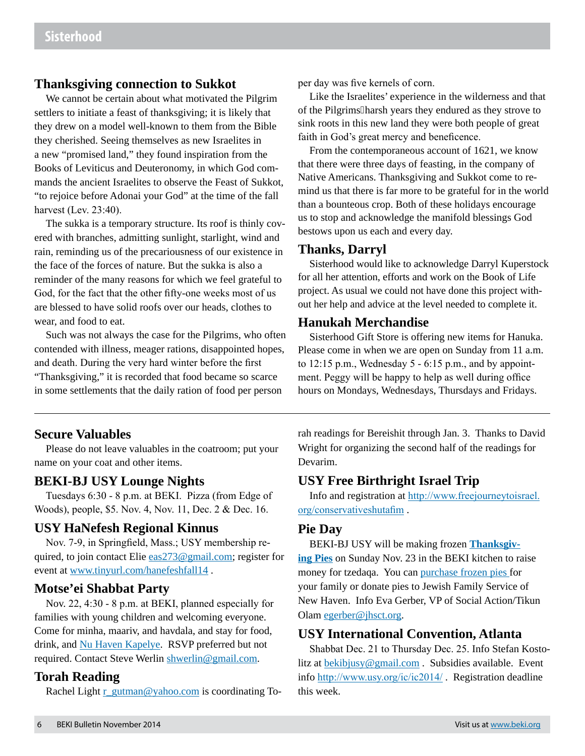# Sisterhood

## Thanksgiving connection to Sukkot

We cannot be certain about what motivated the Pilgrim settlers to initiate a feast of thanksgiving; it is likely that they drew on a model well-known to them from the Bible they cherished. Seeing themselves as new Israelites in a new "promised land," they found inspiration from the Books of Leviticus and Deuteronomy, in which God commands the ancient Israelites to observe the Feast of Sukkot, "to rejoice before Adonai your God" at the time of the fall harvest (Lev. 23:40).

The sukka is a temporary structure. Its roof is thinly covered with branches, admitting sunlight, starlight, wind and rain, reminding us of the precariousness of our existence in the face of the forces of nature. But the sukka is also a reminder of the many reasons for which we feel grateful to God, for the fact that the other fifty-one weeks most of us are blessed to have solid roofs over our heads, clothes to wear, and food to eat.

Such was not always the case for the Pilgrims, who often contended with illness, meager rations, disappointed hopes, and death. During the very hard winter before the first "Thanksgiving," it is recorded that food became so scarce in some settlements that the daily ration of food per person per day was five kernels of corn.

Like the Israelites' experience in the wilderness and that of the Pilgrims harsh years they endured as they strove to sink roots in this new land they were both people of great faith in God's great mercy and beneficence.

From the contemporaneous account of 1621, we know that there were three days of feasting, in the company of Native Americans. Thanksgiving and Sukkot come to remind us that there is far more to be grateful for in the world than a bounteous crop. Both of these holidays encourage us to stop and acknowledge the manifold blessings God bestows upon us each and every day.

## Thanks, Darryl

Sisterhood would like to acknowledge Darryl Kuperstock for all her attention, efforts and work on the Book of Life project. As usual we could not have done this project without her help and advice at the level needed to complete it.

## Hanukah Merchandise

Sisterhood Gift Store is offering new items for Hanuka. Please come in when we are open on Sunday from 11 a.m. to 12:15 p.m., Wednesday 5 - 6:15 p.m., and by appointment. Peggy will be happy to help as well during office hours on Mondays, Wednesdays, Thursdays and Fridays.

---

## Secure Valuables

Please do not leave valuables in the coatroom; put your name on your coat and other items.

## BEKI-BJ USY Lounge Nights

Tuesdays 6:30 - 8 p.m. at BEKI. Pizza (from Edge of Woods), people, $5. Nov. 4, Nov. 11, Dec. 2 & Dec. 16.

## USY HaNefesh Regional Kinnus

Nov. 7-9, in Springfield, Mass.; USY membership required, to join contact Elie eas273@gmail.com; register for event at www.tinyurl.com/hanefeshfall14 .

## Motse'ei Shabbat Party

Nov. 22, 4:30 - 8 p.m. at BEKI, planned especially for families with young children and welcoming everyone. Come for minha, maariv, and havdala, and stay for food, drink, and Nu Haven Kapelye. RSVP preferred but not required. Contact Steve Werlin shwerlin@gmail.com.

## Torah Reading

Rachel Light r_gutman@yahoo.com is coordinating Torah readings for Bereishit through Jan. 3. Thanks to David Wright for organizing the second half of the readings for Devarim.

## USY Free Birthright Israel Trip

Info and registration at http://www.freejourneytoisrael.org/conservativeshutafim .

## Pie Day

BEKI-BJ USY will be making frozen **Thanksgiving Pies** on Sunday Nov. 23 in the BEKI kitchen to raise money for tzedaqa. You can purchase frozen pies for your family or donate pies to Jewish Family Service of New Haven. Info Eva Gerber, VP of Social Action/Tikun Olam egerber@jhsct.org.

## USY International Convention, Atlanta

Shabbat Dec. 21 to Thursday Dec. 25. Info Stefan Kostolitz at bekibjusy@gmail.com . Subsidies available. Event info http://www.usy.org/ic/ic2014/ . Registration deadline this week.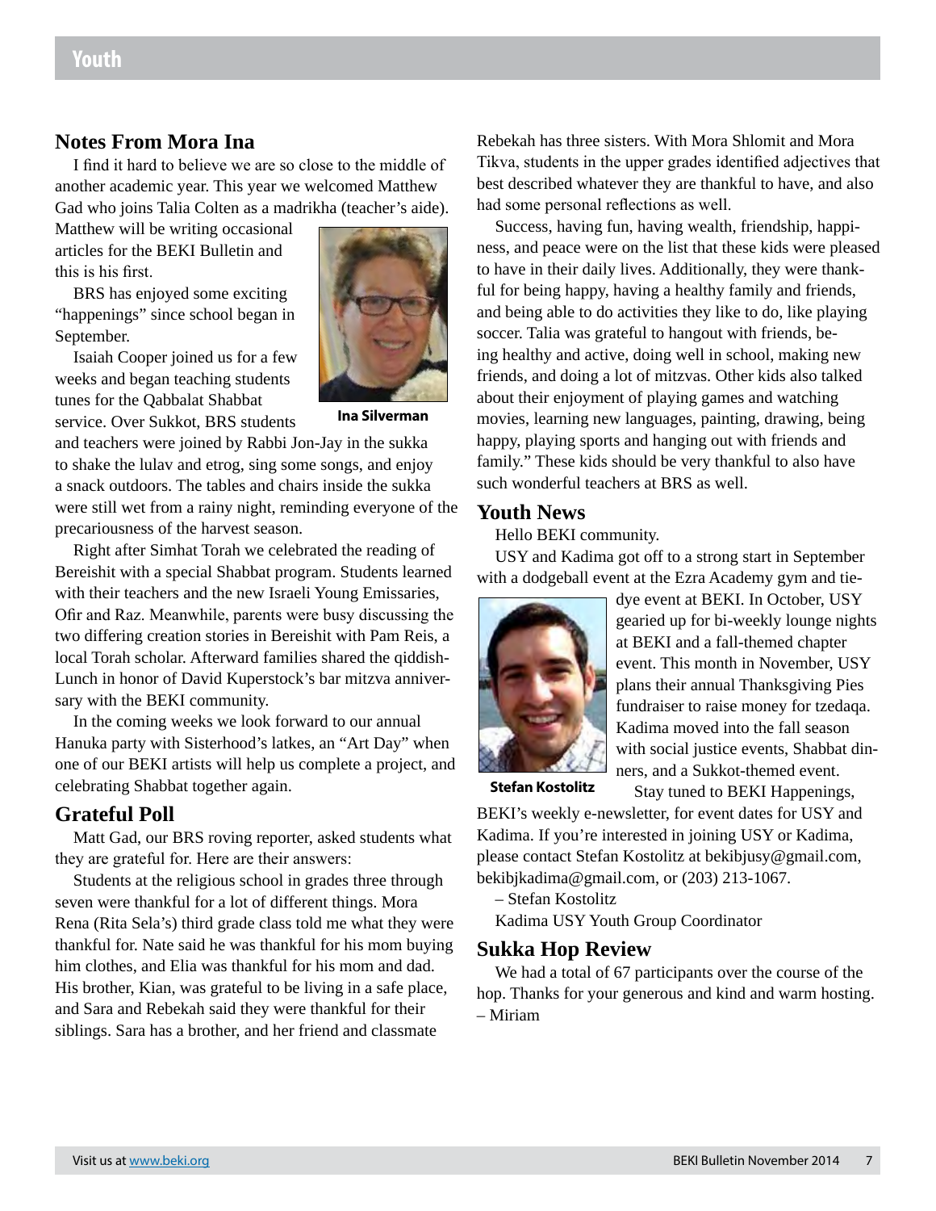## Notes From Mora Ina

I find it hard to believe we are so close to the middle of another academic year. This year we welcomed Matthew Gad who joins Talia Colten as a madrikha (teacher's aide). Matthew will be writing occasional articles for the BEKI Bulletin and this is his first.

BRS has enjoyed some exciting "happenings" since school began in September.

Isaiah Cooper joined us for a few weeks and began teaching students tunes for the Qabbalat Shabbat service. Over Sukkot, BRS students and teachers were joined by Rabbi Jon-Jay in the sukka to shake the lulav and etrog, sing some songs, and enjoy a snack outdoors. The tables and chairs inside the sukka were still wet from a rainy night, reminding everyone of the precariousness of the harvest season.

Ina Silverman

Right after Simhat Torah we celebrated the reading of Bereishit with a special Shabbat program. Students learned with their teachers and the new Israeli Young Emissaries, Ofir and Raz. Meanwhile, parents were busy discussing the two differing creation stories in Bereishit with Pam Reis, a local Torah scholar. Afterward families shared the qiddish-Lunch in honor of David Kuperstock's bar mitzva anniversary with the BEKI community.

In the coming weeks we look forward to our annual Hanuka party with Sisterhood's latkes, an "Art Day" when one of our BEKI artists will help us complete a project, and celebrating Shabbat together again.

## Grateful Poll

Matt Gad, our BRS roving reporter, asked students what they are grateful for. Here are their answers:

Students at the religious school in grades three through seven were thankful for a lot of different things. Mora Rena (Rita Sela's) third grade class told me what they were thankful for. Nate said he was thankful for his mom buying him clothes, and Elia was thankful for his mom and dad. His brother, Kian, was grateful to be living in a safe place, and Sara and Rebekah said they were thankful for their siblings. Sara has a brother, and her friend and classmate Rebekah has three sisters. With Mora Shlomit and Mora Tikva, students in the upper grades identified adjectives that best described whatever they are thankful to have, and also had some personal reflections as well.

Success, having fun, having wealth, friendship, happiness, and peace were on the list that these kids were pleased to have in their daily lives. Additionally, they were thankful for being happy, having a healthy family and friends, and being able to do activities they like to do, like playing soccer. Talia was grateful to hangout with friends, being healthy and active, doing well in school, making new friends, and doing a lot of mitzvas. Other kids also talked about their enjoyment of playing games and watching movies, learning new languages, painting, drawing, being happy, playing sports and hanging out with friends and family." These kids should be very thankful to also have such wonderful teachers at BRS as well.

## Youth News

Hello BEKI community.

USY and Kadima got off to a strong start in September with a dodgeball event at the Ezra Academy gym and tie-dye event at BEKI. In October, USY geared up for bi-weekly lounge nights at BEKI and a fall-themed chapter event. This month in November, USY plans their annual Thanksgiving Pies fundraiser to raise money for tzedaqa. Kadima moved into the fall season with social justice events, Shabbat dinners, and a Sukkot-themed event.

Stefan Kostolitz

Stay tuned to BEKI Happenings, BEKI's weekly e-newsletter, for event dates for USY and Kadima. If you're interested in joining USY or Kadima, please contact Stefan Kostolitz at bekibjusy@gmail.com, bekibjkadima@gmail.com, or (203) 213-1067.

– Stefan Kostolitz

Kadima USY Youth Group Coordinator

## Sukka Hop Review

We had a total of 67 participants over the course of the hop. Thanks for your generous and kind and warm hosting.
– Miriam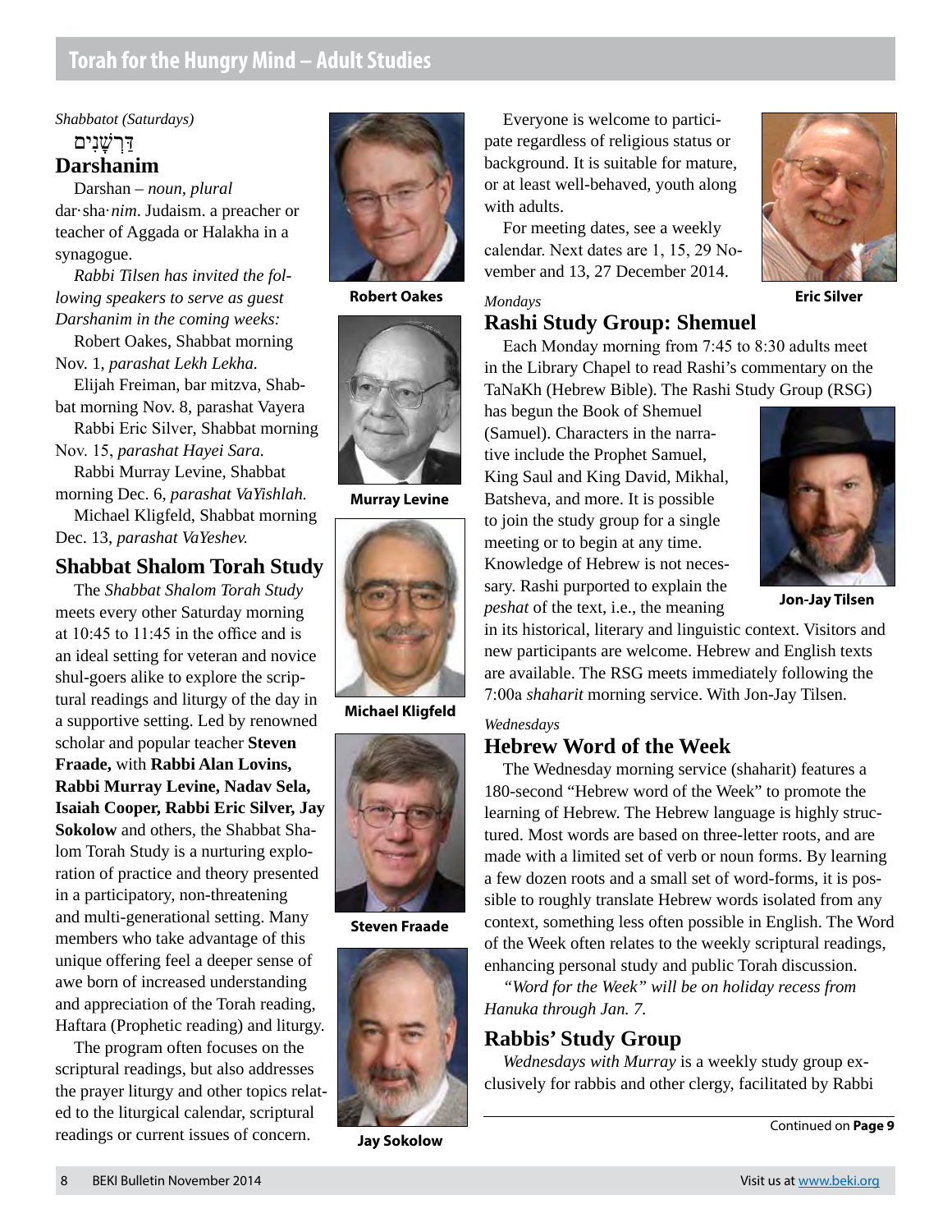# Torah for the Hungry Mind – Adult Studies

*Shabbatot (Saturdays)*

דַּרְשָׁנִים

## Darshanim

Darshan – *noun, plural* dar·sha·*nim*. Judaism. a preacher or teacher of Aggada or Halakha in a synagogue.

*Rabbi Tilsen has invited the following speakers to serve as guest Darshanim in the coming weeks:*

Robert Oakes, Shabbat morning Nov. 1, *parashat Lekh Lekha.*

Elijah Freiman, bar mitzva, Shabbat morning Nov. 8, parashat Vayera

Rabbi Eric Silver, Shabbat morning Nov. 15, *parashat Hayei Sara.*

Rabbi Murray Levine, Shabbat morning Dec. 6, *parashat VaYishlah.*

Michael Kligfeld, Shabbat morning Dec. 13, *parashat VaYeshev.*

## Shabbat Shalom Torah Study

The *Shabbat Shalom Torah Study* meets every other Saturday morning at 10:45 to 11:45 in the office and is an ideal setting for veteran and novice shul-goers alike to explore the scriptural readings and liturgy of the day in a supportive setting. Led by renowned scholar and popular teacher **Steven Fraade,** with **Rabbi Alan Lovins, Rabbi Murray Levine, Nadav Sela, Isaiah Cooper, Rabbi Eric Silver, Jay Sokolow** and others, the Shabbat Shalom Torah Study is a nurturing exploration of practice and theory presented in a participatory, non-threatening and multi-generational setting. Many members who take advantage of this unique offering feel a deeper sense of awe born of increased understanding and appreciation of the Torah reading, Haftara (Prophetic reading) and liturgy.

The program often focuses on the scriptural readings, but also addresses the prayer liturgy and other topics related to the liturgical calendar, scriptural readings or current issues of concern.

Robert Oakes

Murray Levine

Michael Kligfeld

Steven Fraade

Jay Sokolow

Everyone is welcome to participate regardless of religious status or background. It is suitable for mature, or at least well-behaved, youth along with adults.

For meeting dates, see a weekly calendar. Next dates are 1, 15, 29 November and 13, 27 December 2014.

Eric Silver

*Mondays*

## Rashi Study Group: Shemuel

Each Monday morning from 7:45 to 8:30 adults meet in the Library Chapel to read Rashi's commentary on the TaNaKh (Hebrew Bible). The Rashi Study Group (RSG) has begun the Book of Shemuel (Samuel). Characters in the narrative include the Prophet Samuel, King Saul and King David, Mikhal, Batsheva, and more. It is possible to join the study group for a single meeting or to begin at any time. Knowledge of Hebrew is not necessary. Rashi purported to explain the *peshat* of the text, i.e., the meaning in its historical, literary and linguistic context. Visitors and new participants are welcome. Hebrew and English texts are available. The RSG meets immediately following the 7:00a *shaharit* morning service. With Jon-Jay Tilsen.

Jon-Jay Tilsen

*Wednesdays*

## Hebrew Word of the Week

The Wednesday morning service (shaharit) features a 180-second "Hebrew word of the Week" to promote the learning of Hebrew. The Hebrew language is highly structured. Most words are based on three-letter roots, and are made with a limited set of verb or noun forms. By learning a few dozen roots and a small set of word-forms, it is possible to roughly translate Hebrew words isolated from any context, something less often possible in English. The Word of the Week often relates to the weekly scriptural readings, enhancing personal study and public Torah discussion.

*"Word for the Week" will be on holiday recess from Hanuka through Jan. 7.*

## Rabbis' Study Group

*Wednesdays with Murray* is a weekly study group exclusively for rabbis and other clergy, facilitated by Rabbi

Continued on **Page 9**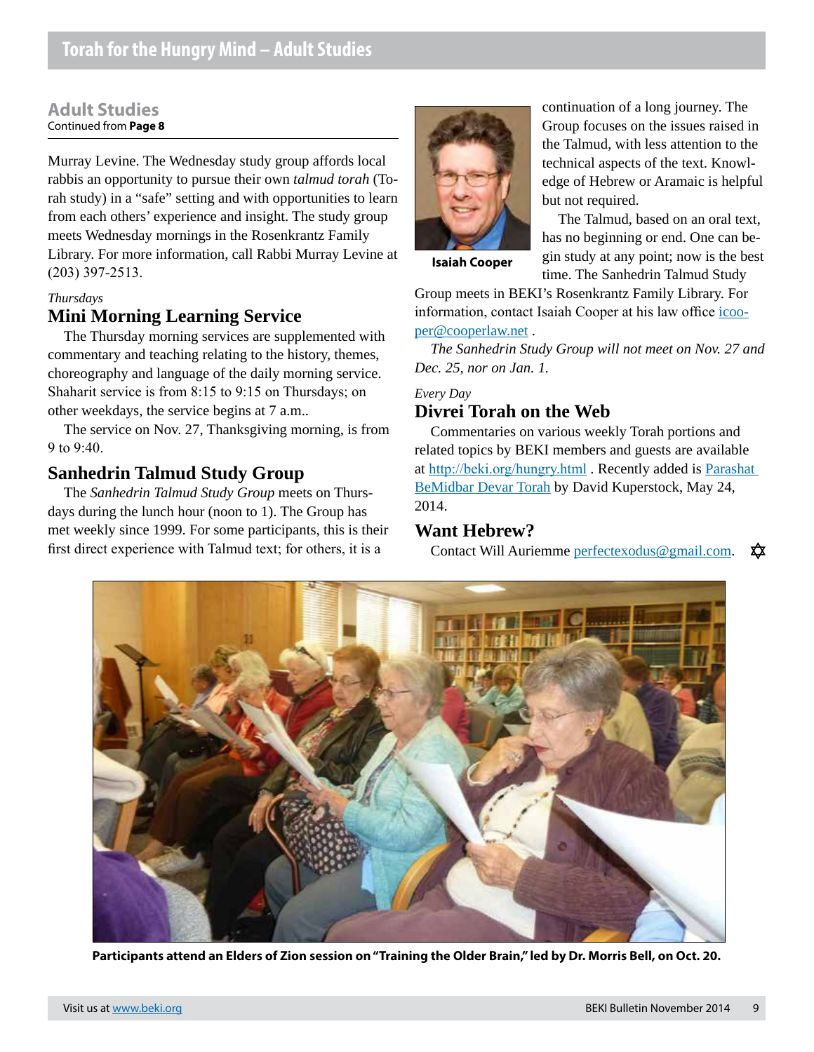## Adult Studies

Continued from **Page 8**

Murray Levine. The Wednesday study group affords local rabbis an opportunity to pursue their own *talmud torah* (Torah study) in a "safe" setting and with opportunities to learn from each others' experience and insight. The study group meets Wednesday mornings in the Rosenkrantz Family Library. For more information, call Rabbi Murray Levine at (203) 397-2513.

*Thursdays*

### Mini Morning Learning Service

The Thursday morning services are supplemented with commentary and teaching relating to the history, themes, choreography and language of the daily morning service. Shaharit service is from 8:15 to 9:15 on Thursdays; on other weekdays, the service begins at 7 a.m..

The service on Nov. 27, Thanksgiving morning, is from 9 to 9:40.

### Sanhedrin Talmud Study Group

The *Sanhedrin Talmud Study Group* meets on Thursdays during the lunch hour (noon to 1). The Group has met weekly since 1999. For some participants, this is their first direct experience with Talmud text; for others, it is a continuation of a long journey. The Group focuses on the issues raised in the Talmud, with less attention to the technical aspects of the text. Knowledge of Hebrew or Aramaic is helpful but not required.

**Isaiah Cooper**

The Talmud, based on an oral text, has no beginning or end. One can begin study at any point; now is the best time. The Sanhedrin Talmud Study Group meets in BEKI's Rosenkrantz Family Library. For information, contact Isaiah Cooper at his law office icooper@cooperlaw.net .

*The Sanhedrin Study Group will not meet on Nov. 27 and Dec. 25, nor on Jan. 1.*

*Every Day*

### Divrei Torah on the Web

Commentaries on various weekly Torah portions and related topics by BEKI members and guests are available at http://beki.org/hungry.html . Recently added is Parashat BeMidbar Devar Torah by David Kuperstock, May 24, 2014.

### Want Hebrew?

Contact Will Auriemme perfectexodus@gmail.com. ✡

**Participants attend an Elders of Zion session on "Training the Older Brain," led by Dr. Morris Bell, on Oct. 20.**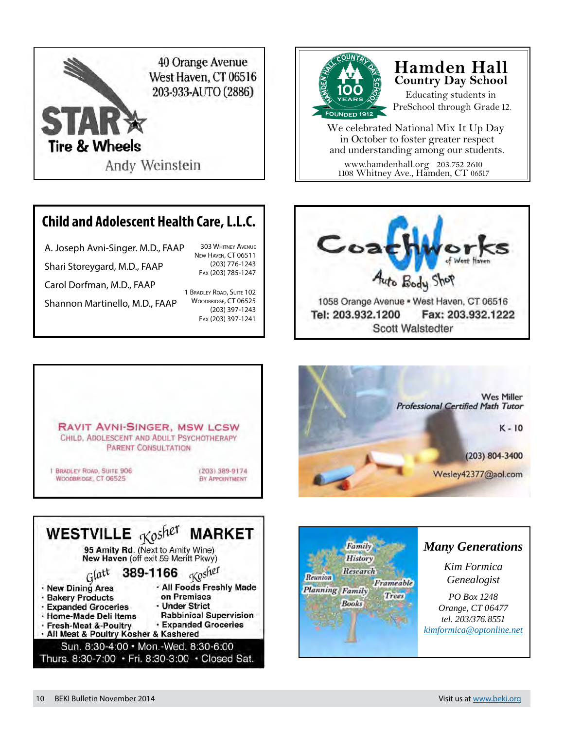40 Orange Avenue
West Haven, CT 06516
203-933-AUTO (2886)

**STAR Tire & Wheels**

Andy Weinstein

---

**Hamden Hall Country Day School**

Educating students in PreSchool through Grade 12.

We celebrated National Mix It Up Day in October to foster greater respect and understanding among our students.

www.hamdenhall.org 203.752.2610
1108 Whitney Ave., Hamden, CT 06517

---

## Child and Adolescent Health Care, L.L.C.

A. Joseph Avni-Singer. M.D., FAAP
Shari Storeygard, M.D., FAAP
Carol Dorfman, M.D., FAAP
Shannon Martinello, M.D., FAAP

303 Whitney Avenue
New Haven, CT 06511
(203) 776-1243
Fax (203) 785-1247

1 Bradley Road, Suite 102
Woodbridge, CT 06525
(203) 397-1243
Fax (203) 397-1241

---

**Coachworks of West Haven**

Auto Body Shop

1058 Orange Avenue • West Haven, CT 06516
**Tel: 203.932.1200 Fax: 203.932.1222**
Scott Walstedter

---

**Ravit Avni-Singer, MSW LCSW**
Child, Adolescent and Adult Psychotherapy
Parent Consultation

1 Bradley Road, Suite 906
Woodbridge, CT 06525

(203) 389-9174
By Appointment

---

Wes Miller
*Professional Certified Math Tutor*

K - 10

(203) 804-3400

Wesley42377@aol.com

---

## WESTVILLE *Kosher* MARKET

**95 Amity Rd.** (Next to Amity Wine)
**New Haven** (off exit 59 Meritt Pkwy)

*Glatt* **389-1166** *Kosher*

- New Dining Area
- Bakery Products
- Expanded Groceries
- Home-Made Deli Items
- Fresh-Meat &-Poultry
- All Meat & Poultry Kosher & Kashered
- All Foods Freshly Made on Premises
- Under Strict Rabbinical Supervision
- Expanded Groceries

Sun. 8:30-4:00 • Mon.-Wed. 8:30-6:00
Thurs. 8:30-7:00 • Fri. 8:30-3:00 • Closed Sat.

---

Family History Research
Reunion Planning
Family Books
Frameable Trees

***Many Generations***

*Kim Formica*
*Genealogist*

*PO Box 1248*
*Orange, CT 06477*
*tel. 203/376.8551*
*kimformica@optonline.net*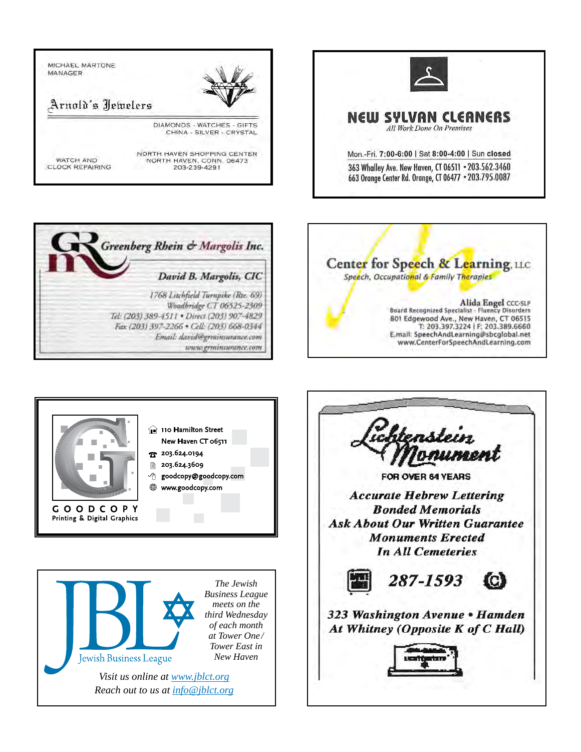MICHAEL MARTONE
MANAGER

**Arnold's Jewelers**

DIAMONDS - WATCHES - GIFTS
CHINA - SILVER - CRYSTAL

WATCH AND
CLOCK REPAIRING

NORTH HAVEN SHOPPING CENTER
NORTH HAVEN, CONN. 06473
203-239-4291

---

**NEW SYLVAN CLEANERS**

*All Work Done On Premises*

Mon.-Fri. **7:00-6:00** | Sat **8:00-4:00** | Sun **closed**

363 Whalley Ave. New Haven, CT 06511 • 203.562.3460
663 Orange Center Rd. Orange, CT 06477 • 203.795.0087

---

***Greenberg Rhein & Margolis Inc.***

***David B. Margolis, CIC***

*1768 Litchfield Turnpike (Rte. 69)*
*Woodbridge CT 06525-2309*
*Tel: (203) 389-4511 • Direct (203) 907-4829*
*Fax (203) 397-2266 • Cell: (203) 668-0344*
*Email: david@grminsurance.com*
*www.grminsurance.com*

---

**Center for Speech & Learning, LLC**

*Speech, Occupational & Family Therapies*

**Alida Engel** CCC-SLP
Board Recognized Specialist - Fluency Disorders
801 Edgewood Ave., New Haven, CT 06515
T: 203.397.3224 | F: 203.389.6660
E.mail: SpeechAndLearning@sbcglobal.net
www.CenterForSpeechAndLearning.com

---

110 Hamilton Street
New Haven CT 06511
203.624.0194
203.624.3609
goodcopy@goodcopy.com
www.goodcopy.com

GOODCOPY
Printing & Digital Graphics

---

**Lichtenstein Monument**

FOR OVER 64 YEARS

***Accurate Hebrew Lettering***
***Bonded Memorials***
***Ask About Our Written Guarantee***
***Monuments Erected***
***In All Cemeteries***

***287-1593***

***323 Washington Avenue • Hamden***
***At Whitney (Opposite K of C Hall)***

---

JBL

Jewish Business League

*The Jewish Business League meets on the third Wednesday of each month at Tower One/ Tower East in New Haven*

*Visit us online at www.jblct.org*
*Reach out to us at info@jblct.org*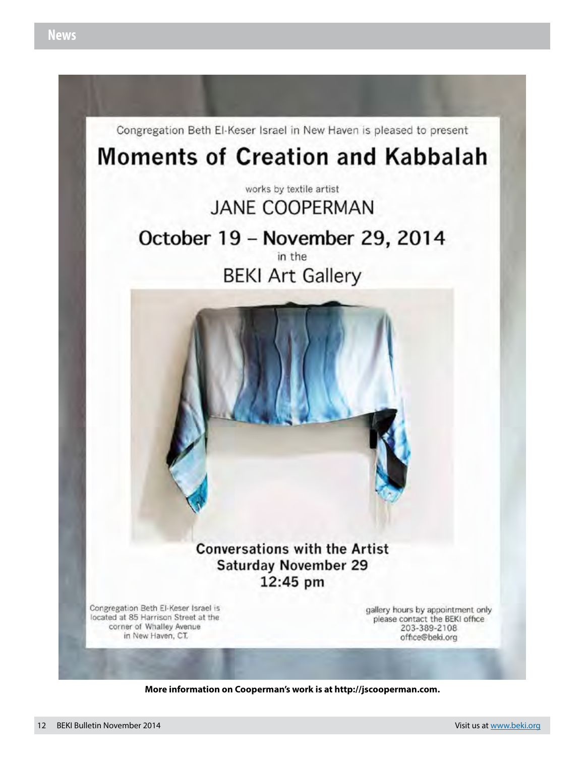## News

Congregation Beth El-Keser Israel in New Haven is pleased to present

# Moments of Creation and Kabbalah

works by textile artist

## JANE COOPERMAN

## October 19 – November 29, 2014

in the

## BEKI Art Gallery

**Conversations with the Artist**
**Saturday November 29**
**12:45 pm**

Congregation Beth El-Keser Israel is located at 85 Harrison Street at the corner of Whalley Avenue in New Haven, CT.

gallery hours by appointment only
please contact the BEKI office
203-389-2108
office@beki.org

**More information on Cooperman's work is at http://jscooperman.com.**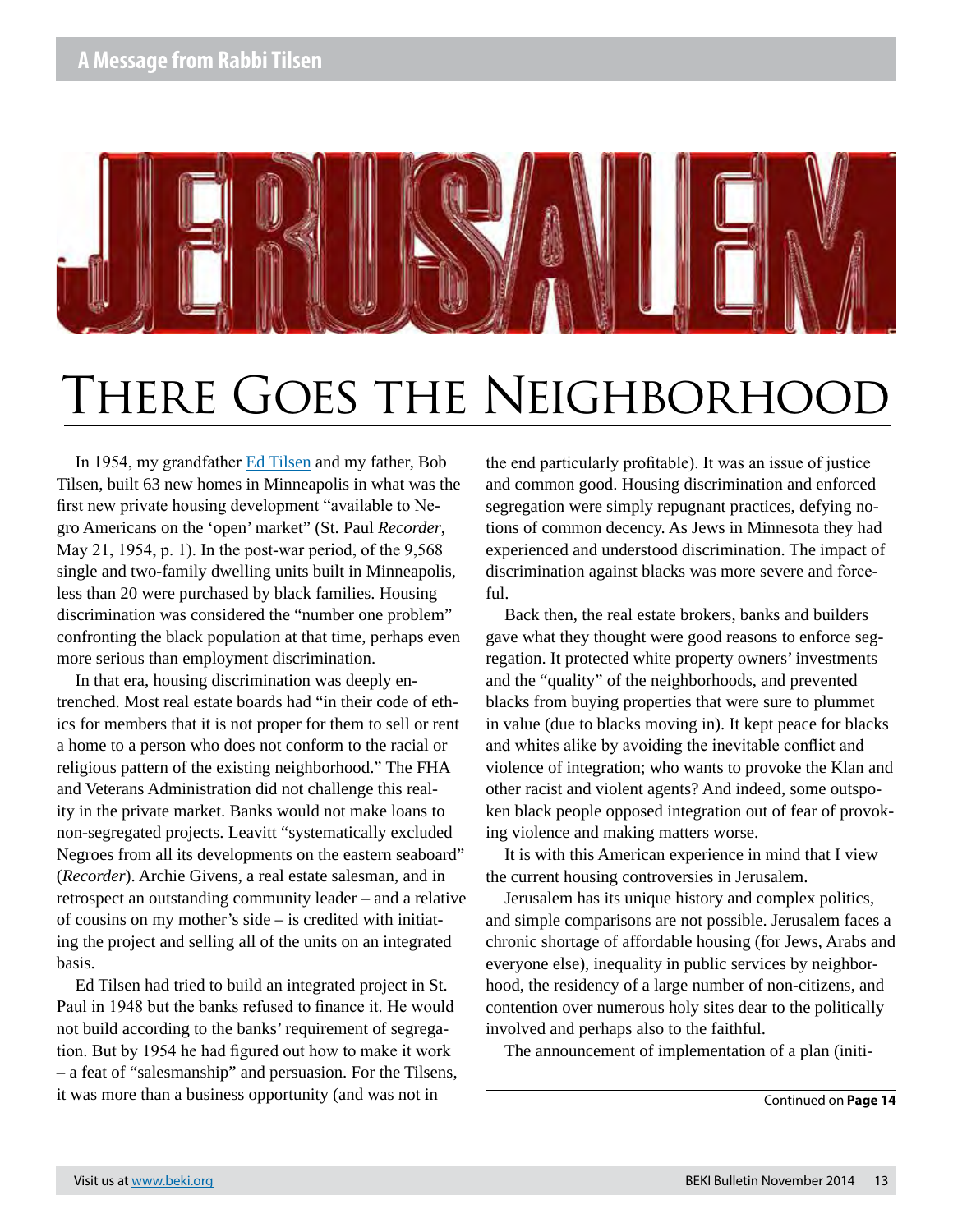## A Message from Rabbi Tilsen

JERUSALEM

# There Goes the Neighborhood

In 1954, my grandfather Ed Tilsen and my father, Bob Tilsen, built 63 new homes in Minneapolis in what was the first new private housing development "available to Negro Americans on the 'open' market" (St. Paul *Recorder*, May 21, 1954, p. 1). In the post-war period, of the 9,568 single and two-family dwelling units built in Minneapolis, less than 20 were purchased by black families. Housing discrimination was considered the "number one problem" confronting the black population at that time, perhaps even more serious than employment discrimination.

In that era, housing discrimination was deeply entrenched. Most real estate boards had "in their code of ethics for members that it is not proper for them to sell or rent a home to a person who does not conform to the racial or religious pattern of the existing neighborhood." The FHA and Veterans Administration did not challenge this reality in the private market. Banks would not make loans to non-segregated projects. Leavitt "systematically excluded Negroes from all its developments on the eastern seaboard" (*Recorder*). Archie Givens, a real estate salesman, and in retrospect an outstanding community leader – and a relative of cousins on my mother's side – is credited with initiating the project and selling all of the units on an integrated basis.

Ed Tilsen had tried to build an integrated project in St. Paul in 1948 but the banks refused to finance it. He would not build according to the banks' requirement of segregation. But by 1954 he had figured out how to make it work – a feat of "salesmanship" and persuasion. For the Tilsens, it was more than a business opportunity (and was not in the end particularly profitable). It was an issue of justice and common good. Housing discrimination and enforced segregation were simply repugnant practices, defying notions of common decency. As Jews in Minnesota they had experienced and understood discrimination. The impact of discrimination against blacks was more severe and forceful.

Back then, the real estate brokers, banks and builders gave what they thought were good reasons to enforce segregation. It protected white property owners' investments and the "quality" of the neighborhoods, and prevented blacks from buying properties that were sure to plummet in value (due to blacks moving in). It kept peace for blacks and whites alike by avoiding the inevitable conflict and violence of integration; who wants to provoke the Klan and other racist and violent agents? And indeed, some outspoken black people opposed integration out of fear of provoking violence and making matters worse.

It is with this American experience in mind that I view the current housing controversies in Jerusalem.

Jerusalem has its unique history and complex politics, and simple comparisons are not possible. Jerusalem faces a chronic shortage of affordable housing (for Jews, Arabs and everyone else), inequality in public services by neighborhood, the residency of a large number of non-citizens, and contention over numerous holy sites dear to the politically involved and perhaps also to the faithful.

The announcement of implementation of a plan (initi-

Continued on **Page 14**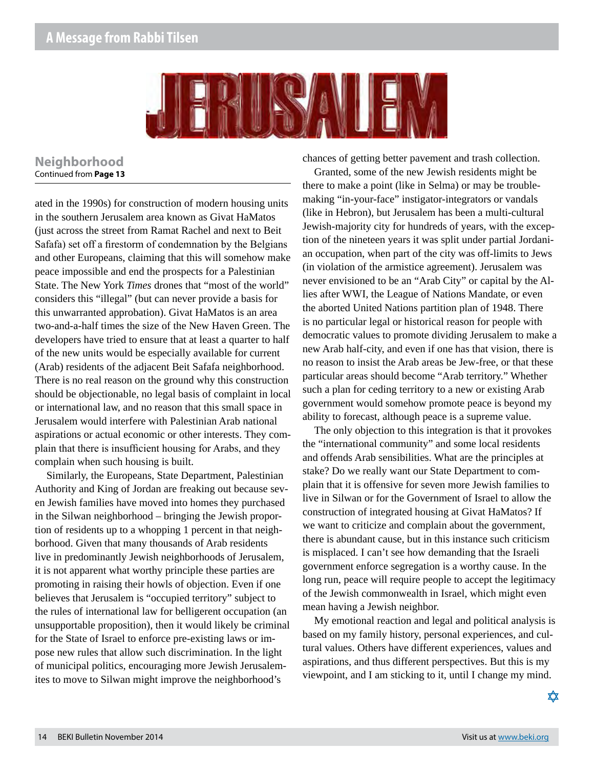## A Message from Rabbi Tilsen

# JERUSALEM

### Neighborhood

Continued from **Page 13**

ated in the 1990s) for construction of modern housing units in the southern Jerusalem area known as Givat HaMatos (just across the street from Ramat Rachel and next to Beit Safafa) set off a firestorm of condemnation by the Belgians and other Europeans, claiming that this will somehow make peace impossible and end the prospects for a Palestinian State. The New York *Times* drones that "most of the world" considers this "illegal" (but can never provide a basis for this unwarranted approbation). Givat HaMatos is an area two-and-a-half times the size of the New Haven Green. The developers have tried to ensure that at least a quarter to half of the new units would be especially available for current (Arab) residents of the adjacent Beit Safafa neighborhood. There is no real reason on the ground why this construction should be objectionable, no legal basis of complaint in local or international law, and no reason that this small space in Jerusalem would interfere with Palestinian Arab national aspirations or actual economic or other interests. They complain that there is insufficient housing for Arabs, and they complain when such housing is built.

Similarly, the Europeans, State Department, Palestinian Authority and King of Jordan are freaking out because seven Jewish families have moved into homes they purchased in the Silwan neighborhood – bringing the Jewish proportion of residents up to a whopping 1 percent in that neighborhood. Given that many thousands of Arab residents live in predominantly Jewish neighborhoods of Jerusalem, it is not apparent what worthy principle these parties are promoting in raising their howls of objection. Even if one believes that Jerusalem is "occupied territory" subject to the rules of international law for belligerent occupation (an unsupportable proposition), then it would likely be criminal for the State of Israel to enforce pre-existing laws or impose new rules that allow such discrimination. In the light of municipal politics, encouraging more Jewish Jerusalemites to move to Silwan might improve the neighborhood's chances of getting better pavement and trash collection.

Granted, some of the new Jewish residents might be there to make a point (like in Selma) or may be troublemaking "in-your-face" instigator-integrators or vandals (like in Hebron), but Jerusalem has been a multi-cultural Jewish-majority city for hundreds of years, with the exception of the nineteen years it was split under partial Jordanian occupation, when part of the city was off-limits to Jews (in violation of the armistice agreement). Jerusalem was never envisioned to be an "Arab City" or capital by the Allies after WWI, the League of Nations Mandate, or even the aborted United Nations partition plan of 1948. There is no particular legal or historical reason for people with democratic values to promote dividing Jerusalem to make a new Arab half-city, and even if one has that vision, there is no reason to insist the Arab areas be Jew-free, or that these particular areas should become "Arab territory." Whether such a plan for ceding territory to a new or existing Arab government would somehow promote peace is beyond my ability to forecast, although peace is a supreme value.

The only objection to this integration is that it provokes the "international community" and some local residents and offends Arab sensibilities. What are the principles at stake? Do we really want our State Department to complain that it is offensive for seven more Jewish families to live in Silwan or for the Government of Israel to allow the construction of integrated housing at Givat HaMatos? If we want to criticize and complain about the government, there is abundant cause, but in this instance such criticism is misplaced. I can't see how demanding that the Israeli government enforce segregation is a worthy cause. In the long run, peace will require people to accept the legitimacy of the Jewish commonwealth in Israel, which might even mean having a Jewish neighbor.

My emotional reaction and legal and political analysis is based on my family history, personal experiences, and cultural values. Others have different experiences, values and aspirations, and thus different perspectives. But this is my viewpoint, and I am sticking to it, until I change my mind.

✡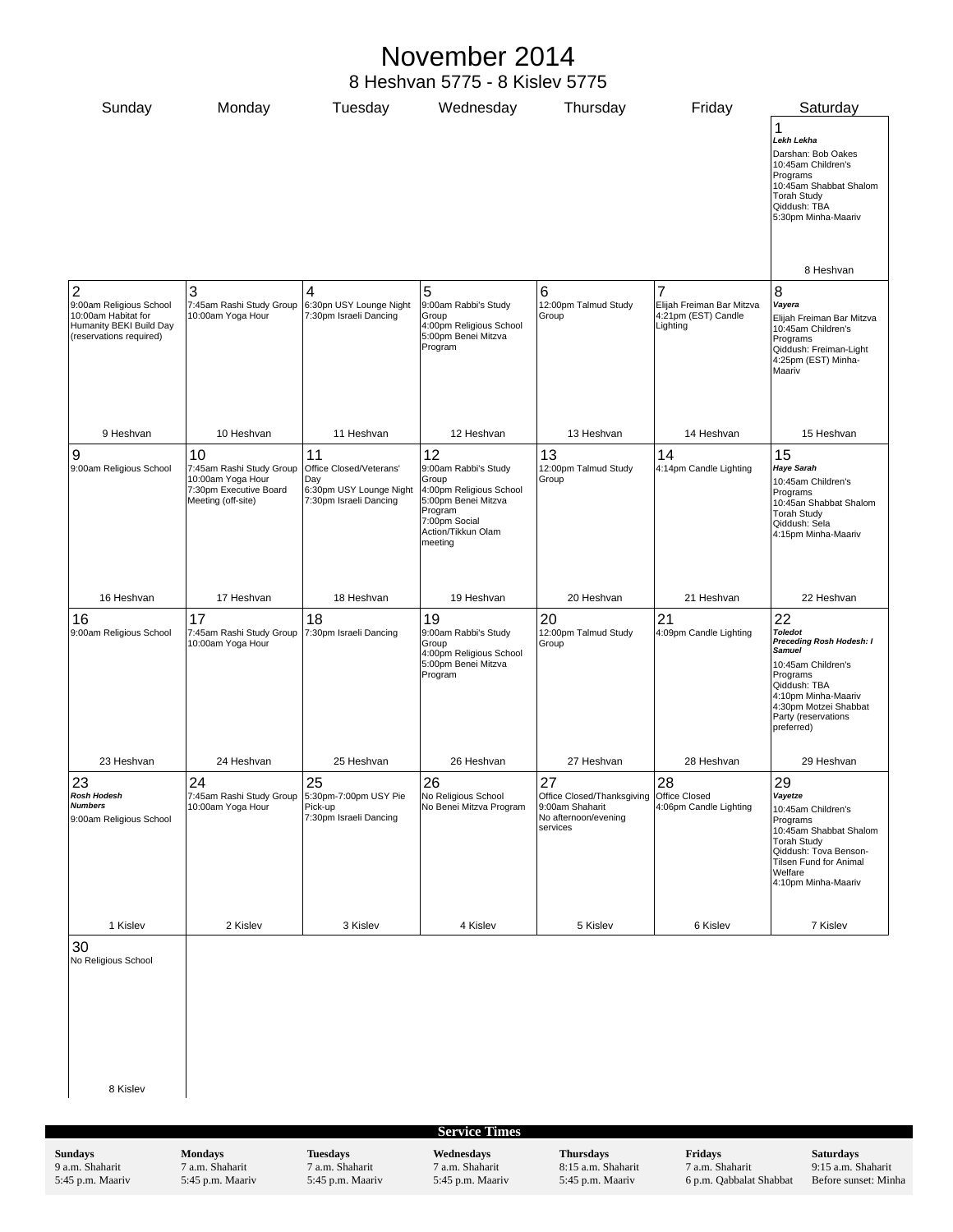# November 2014

## 8 Heshvan 5775 - 8 Kislev 5775

| Sunday | Monday | Tuesday | Wednesday | Thursday | Friday | Saturday |
|---|---|---|---|---|---|---|
| | | | | | | **1** *Lekh Lekha*<br>Darshan: Bob Oakes<br>10:45am Children's Programs<br>10:45am Shabbat Shalom Torah Study<br>Qiddush: TBA<br>5:30pm Minha-Maariv<br>8 Heshvan |
| **2** 9:00am Religious School<br>10:00am Habitat for Humanity BEKI Build Day (reservations required)<br>9 Heshvan | **3** 7:45am Rashi Study Group<br>10:00am Yoga Hour<br>10 Heshvan | **4** 6:30pn USY Lounge Night<br>7:30pm Israeli Dancing<br>11 Heshvan | **5** 9:00am Rabbi's Study Group<br>4:00pm Religious School<br>5:00pm Benei Mitzva Program<br>12 Heshvan | **6** 12:00pm Talmud Study Group<br>13 Heshvan | **7** Elijah Freiman Bar Mitzva<br>4:21pm (EST) Candle Lighting<br>14 Heshvan | **8** *Vayera*<br>Elijah Freiman Bar Mitzva<br>10:45am Children's Programs<br>Qiddush: Freiman-Light<br>4:25pm (EST) Minha-Maariv<br>15 Heshvan |
| **9** 9:00am Religious School<br>16 Heshvan | **10** 7:45am Rashi Study Group<br>10:00am Yoga Hour<br>7:30pm Executive Board Meeting (off-site)<br>17 Heshvan | **11** Office Closed/Veterans' Day<br>6:30pm USY Lounge Night<br>7:30pm Israeli Dancing<br>18 Heshvan | **12** 9:00am Rabbi's Study Group<br>4:00pm Religious School<br>5:00pm Benei Mitzva Program<br>7:00pm Social Action/Tikkun Olam meeting<br>19 Heshvan | **13** 12:00pm Talmud Study Group<br>20 Heshvan | **14** 4:14pm Candle Lighting<br>21 Heshvan | **15** *Haye Sarah*<br>10:45am Children's Programs<br>10:45an Shabbat Shalom Torah Study<br>Qiddush: Sela<br>4:15pm Minha-Maariv<br>22 Heshvan |
| **16** 9:00am Religious School<br>23 Heshvan | **17** 7:45am Rashi Study Group<br>10:00am Yoga Hour<br>24 Heshvan | **18** 7:30pm Israeli Dancing<br>25 Heshvan | **19** 9:00am Rabbi's Study Group<br>4:00pm Religious School<br>5:00pm Benei Mitzva Program<br>26 Heshvan | **20** 12:00pm Talmud Study Group<br>27 Heshvan | **21** 4:09pm Candle Lighting<br>28 Heshvan | **22** *Toledot*<br>*Preceding Rosh Hodesh: I Samuel*<br>10:45am Children's Programs<br>Qiddush: TBA<br>4:10pm Minha-Maariv<br>4:30pm Motzei Shabbat Party (reservations preferred)<br>29 Heshvan |
| **23** *Rosh Hodesh*<br>*Numbers*<br>9:00am Religious School<br>1 Kislev | **24** 7:45am Rashi Study Group<br>10:00am Yoga Hour<br>2 Kislev | **25** 5:30pm-7:00pm USY Pie Pick-up<br>7:30pm Israeli Dancing<br>3 Kislev | **26** No Religious School<br>No Benei Mitzva Program<br>4 Kislev | **27** Office Closed/Thanksgiving<br>9:00am Shaharit<br>No afternoon/evening services<br>5 Kislev | **28** Office Closed<br>4:06pm Candle Lighting<br>6 Kislev | **29** *Vayetze*<br>10:45am Children's Programs<br>10:45am Shabbat Shalom Torah Study<br>Qiddush: Tova Benson-Tilsen Fund for Animal Welfare<br>4:10pm Minha-Maariv<br>7 Kislev |
| **30** No Religious School<br>8 Kislev | | | | | | |

**Service Times**

| Sundays | Mondays | Tuesdays | Wednesdays | Thursdays | Fridays | Saturdays |
|---|---|---|---|---|---|---|
| 9 a.m. Shaharit | 7 a.m. Shaharit | 7 a.m. Shaharit | 7 a.m. Shaharit | 8:15 a.m. Shaharit | 7 a.m. Shaharit | 9:15 a.m. Shaharit |
| 5:45 p.m. Maariv | 5:45 p.m. Maariv | 5:45 p.m. Maariv | 5:45 p.m. Maariv | 5:45 p.m. Maariv | 6 p.m. Qabbalat Shabbat | Before sunset: Minha |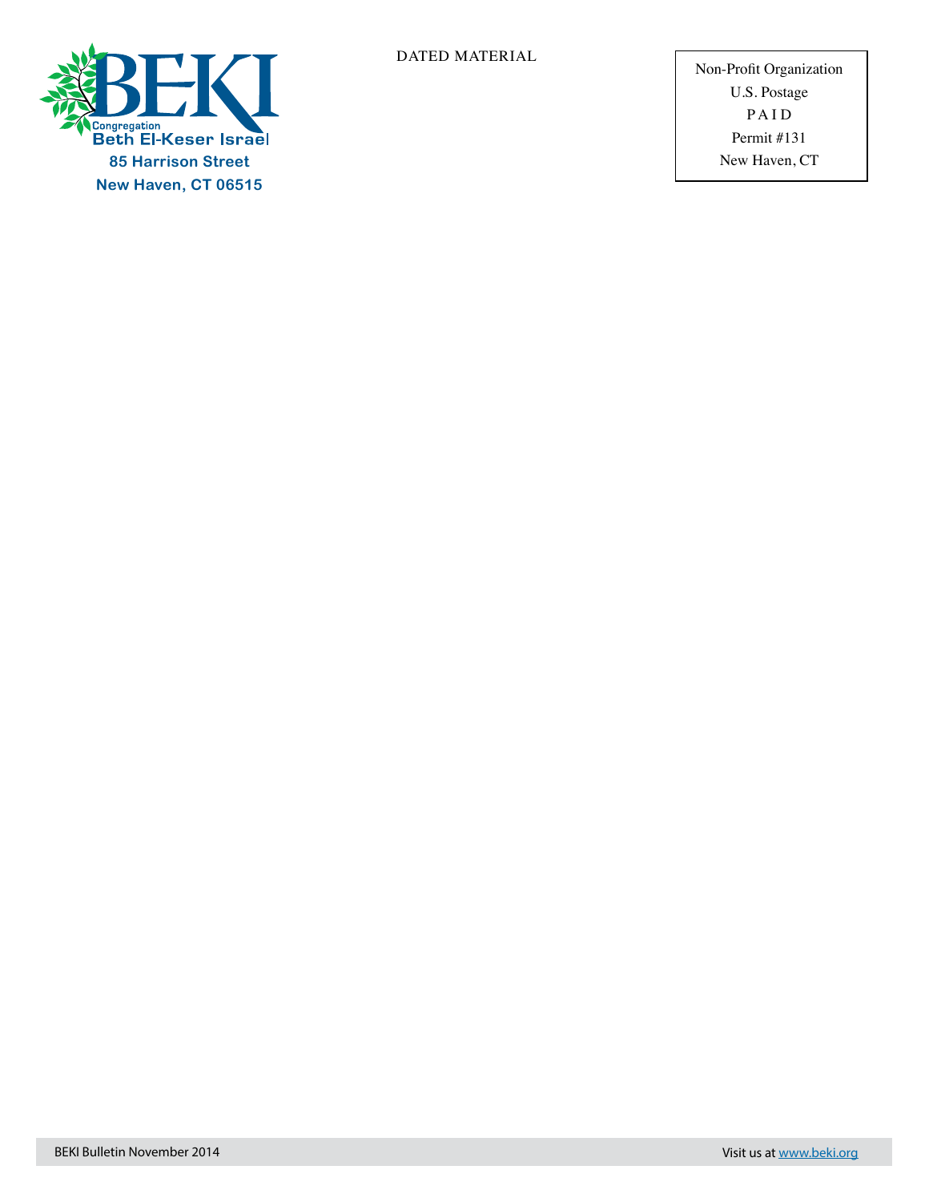BEKI

Congregation
Beth El-Keser Israel
85 Harrison Street
New Haven, CT 06515

DATED MATERIAL

Non-Profit Organization
U.S. Postage
PAID
Permit #131
New Haven, CT

BEKI Bulletin November 2014

Visit us at www.beki.org